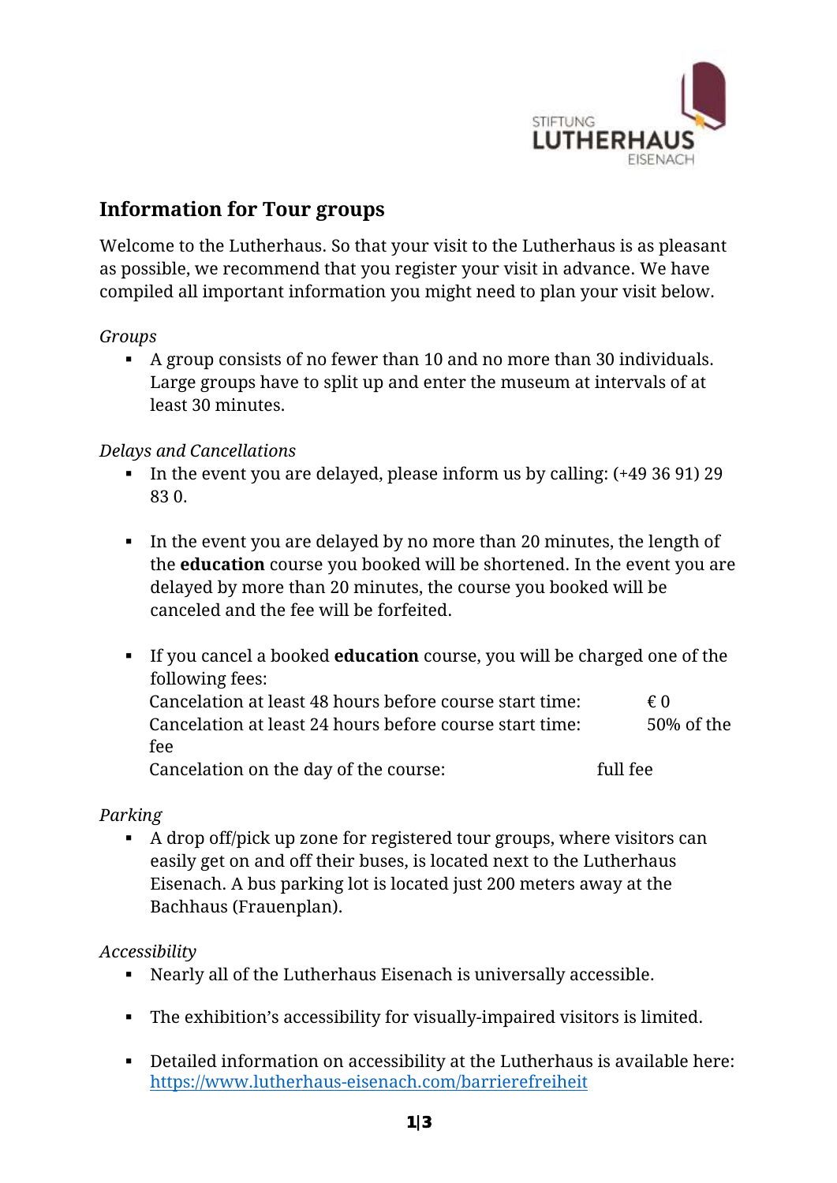## Information for Tour groups

Welcome to the Lutherhaus. So that your visit to the Lutherhaus is as pleasant as possible, we recommend that you register your visit in advance. We have compiled all important information you might need to plan your visit below.

*Groups*

- A group consists of no fewer than 10 and no more than 30 individuals. Large groups have to split up and enter the museum at intervals of at least 30 minutes.

*Delays and Cancellations*

- In the event you are delayed, please inform us by calling: (+49 36 91) 29 83 0.
- In the event you are delayed by no more than 20 minutes, the length of the **education** course you booked will be shortened. In the event you are delayed by more than 20 minutes, the course you booked will be canceled and the fee will be forfeited.
- If you cancel a booked **education** course, you will be charged one of the following fees:
  Cancelation at least 48 hours before course start time: € 0
  Cancelation at least 24 hours before course start time: 50% of the fee
  Cancelation on the day of the course: full fee

*Parking*

- A drop off/pick up zone for registered tour groups, where visitors can easily get on and off their buses, is located next to the Lutherhaus Eisenach. A bus parking lot is located just 200 meters away at the Bachhaus (Frauenplan).

*Accessibility*

- Nearly all of the Lutherhaus Eisenach is universally accessible.
- The exhibition's accessibility for visually-impaired visitors is limited.
- Detailed information on accessibility at the Lutherhaus is available here: https://www.lutherhaus-eisenach.com/barrierefreiheit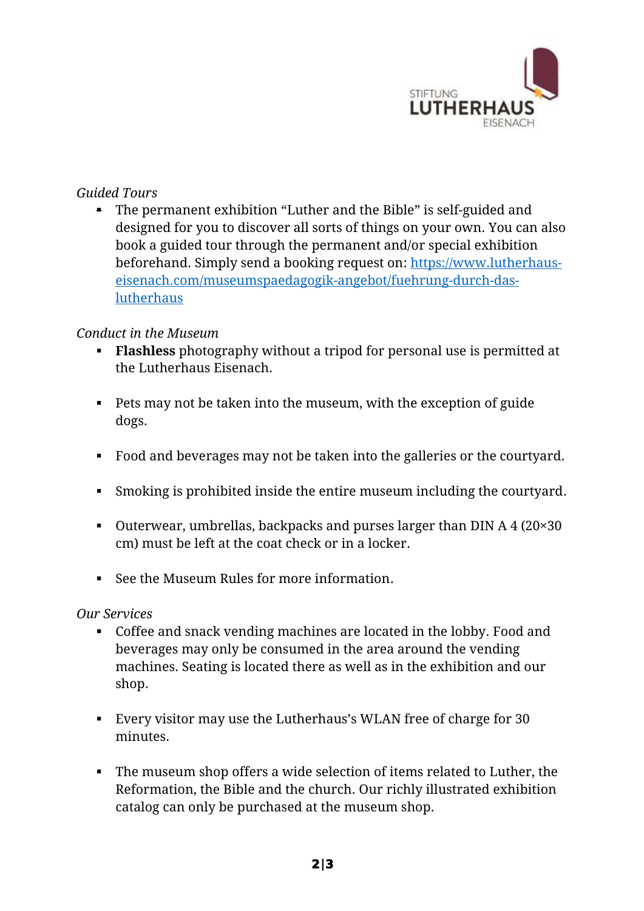*Guided Tours*

- The permanent exhibition "Luther and the Bible" is self-guided and designed for you to discover all sorts of things on your own. You can also book a guided tour through the permanent and/or special exhibition beforehand. Simply send a booking request on: [https://www.lutherhaus-eisenach.com/museumspaedagogik-angebot/fuehrung-durch-das-lutherhaus](https://www.lutherhaus-eisenach.com/museumspaedagogik-angebot/fuehrung-durch-das-lutherhaus)

*Conduct in the Museum*

- **Flashless** photography without a tripod for personal use is permitted at the Lutherhaus Eisenach.

- Pets may not be taken into the museum, with the exception of guide dogs.

- Food and beverages may not be taken into the galleries or the courtyard.

- Smoking is prohibited inside the entire museum including the courtyard.

- Outerwear, umbrellas, backpacks and purses larger than DIN A 4 (20×30 cm) must be left at the coat check or in a locker.

- See the Museum Rules for more information.

*Our Services*

- Coffee and snack vending machines are located in the lobby. Food and beverages may only be consumed in the area around the vending machines. Seating is located there as well as in the exhibition and our shop.

- Every visitor may use the Lutherhaus's WLAN free of charge for 30 minutes.

- The museum shop offers a wide selection of items related to Luther, the Reformation, the Bible and the church. Our richly illustrated exhibition catalog can only be purchased at the museum shop.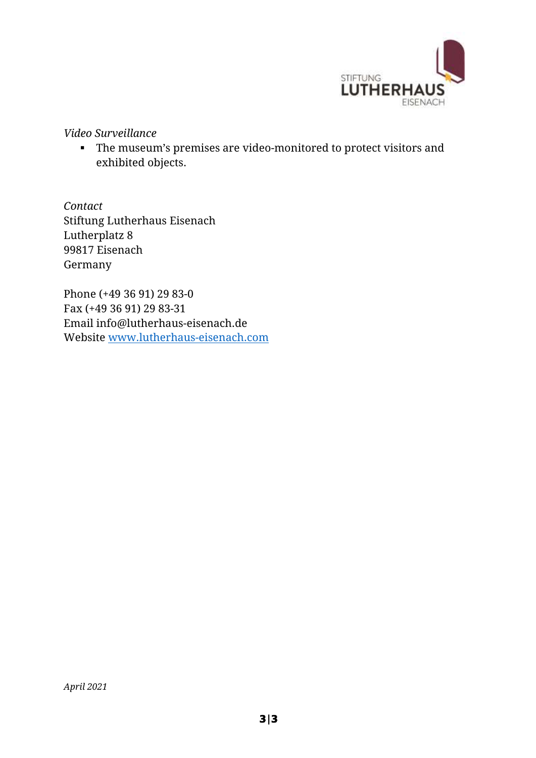*Video Surveillance*

- The museum's premises are video-monitored to protect visitors and exhibited objects.

*Contact*
Stiftung Lutherhaus Eisenach
Lutherplatz 8
99817 Eisenach
Germany

Phone (+49 36 91) 29 83-0
Fax (+49 36 91) 29 83-31
Email info@lutherhaus-eisenach.de
Website [www.lutherhaus-eisenach.com](http://www.lutherhaus-eisenach.com)

*April 2021*